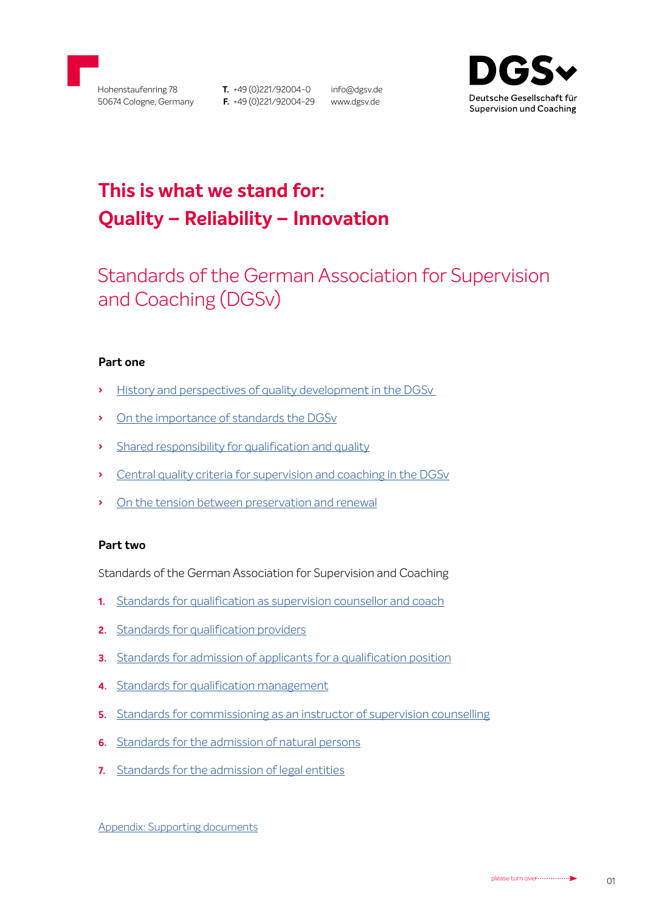Hohenstaufenring 78
50674 Cologne, Germany

**T.** +49 (0)221/92004-0
**F.** +49 (0)221/92004-29

info@dgsv.de
www.dgsv.de

**DGSv**
Deutsche Gesellschaft für Supervision und Coaching

# This is what we stand for: Quality – Reliability – Innovation

## Standards of the German Association for Supervision and Coaching (DGSv)

### Part one

- History and perspectives of quality development in the DGSv
- On the importance of standards the DGSv
- Shared responsibility for qualification and quality
- Central quality criteria for supervision and coaching in the DGSv
- On the tension between preservation and renewal

### Part two

Standards of the German Association for Supervision and Coaching

1. Standards for qualification as supervision counsellor and coach
2. Standards for qualification providers
3. Standards for admission of applicants for a qualification position
4. Standards for qualification management
5. Standards for commissioning as an instructor of supervision counselling
6. Standards for the admission of natural persons
7. Standards for the admission of legal entities

Appendix: Supporting documents

please turn over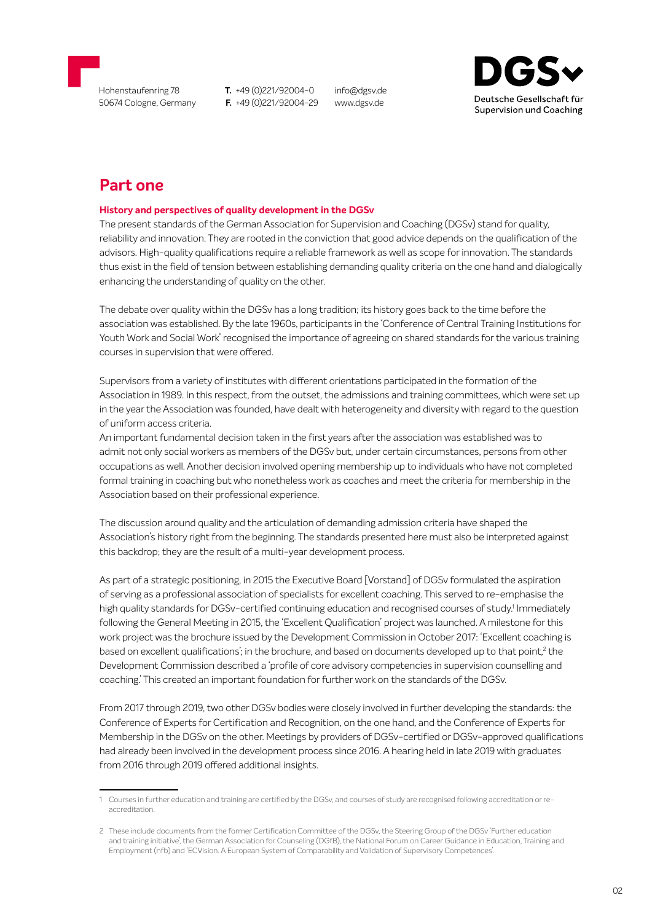## Part one

### History and perspectives of quality development in the DGSv

The present standards of the German Association for Supervision and Coaching (DGSv) stand for quality, reliability and innovation. They are rooted in the conviction that good advice depends on the qualification of the advisors. High-quality qualifications require a reliable framework as well as scope for innovation. The standards thus exist in the field of tension between establishing demanding quality criteria on the one hand and dialogically enhancing the understanding of quality on the other.

The debate over quality within the DGSv has a long tradition; its history goes back to the time before the association was established. By the late 1960s, participants in the 'Conference of Central Training Institutions for Youth Work and Social Work' recognised the importance of agreeing on shared standards for the various training courses in supervision that were offered.

Supervisors from a variety of institutes with different orientations participated in the formation of the Association in 1989. In this respect, from the outset, the admissions and training committees, which were set up in the year the Association was founded, have dealt with heterogeneity and diversity with regard to the question of uniform access criteria.
An important fundamental decision taken in the first years after the association was established was to admit not only social workers as members of the DGSv but, under certain circumstances, persons from other occupations as well. Another decision involved opening membership up to individuals who have not completed formal training in coaching but who nonetheless work as coaches and meet the criteria for membership in the Association based on their professional experience.

The discussion around quality and the articulation of demanding admission criteria have shaped the Association's history right from the beginning. The standards presented here must also be interpreted against this backdrop; they are the result of a multi-year development process.

As part of a strategic positioning, in 2015 the Executive Board [Vorstand] of DGSv formulated the aspiration of serving as a professional association of specialists for excellent coaching. This served to re-emphasise the high quality standards for DGSv-certified continuing education and recognised courses of study.[1] Immediately following the General Meeting in 2015, the 'Excellent Qualification' project was launched. A milestone for this work project was the brochure issued by the Development Commission in October 2017: 'Excellent coaching is based on excellent qualifications'; in the brochure, and based on documents developed up to that point,[2] the Development Commission described a 'profile of core advisory competencies in supervision counselling and coaching.' This created an important foundation for further work on the standards of the DGSv.

From 2017 through 2019, two other DGSv bodies were closely involved in further developing the standards: the Conference of Experts for Certification and Recognition, on the one hand, and the Conference of Experts for Membership in the DGSv on the other. Meetings by providers of DGSv-certified or DGSv-approved qualifications had already been involved in the development process since 2016. A hearing held in late 2019 with graduates from 2016 through 2019 offered additional insights.

---

1 Courses in further education and training are certified by the DGSv, and courses of study are recognised following accreditation or re-accreditation.

2 These include documents from the former Certification Committee of the DGSv, the Steering Group of the DGSv 'Further education and training initiative', the German Association for Counseling (DGfB), the National Forum on Career Guidance in Education, Training and Employment (nfb) and 'ECVision. A European System of Comparability and Validation of Supervisory Competences'.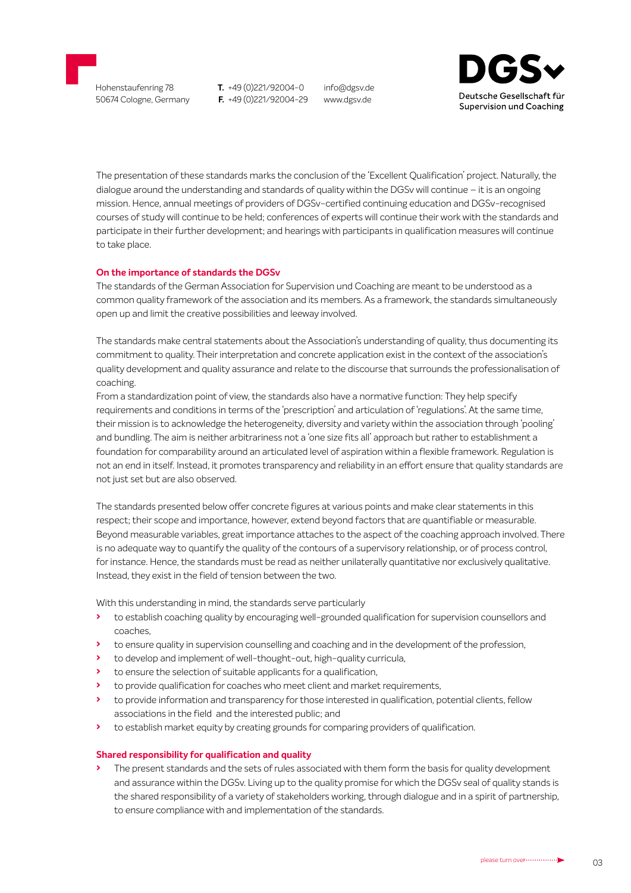The presentation of these standards marks the conclusion of the 'Excellent Qualification' project. Naturally, the dialogue around the understanding and standards of quality within the DGSv will continue – it is an ongoing mission. Hence, annual meetings of providers of DGSv-certified continuing education and DGSv-recognised courses of study will continue to be held; conferences of experts will continue their work with the standards and participate in their further development; and hearings with participants in qualification measures will continue to take place.

## On the importance of standards the DGSv

The standards of the German Association for Supervision und Coaching are meant to be understood as a common quality framework of the association and its members. As a framework, the standards simultaneously open up and limit the creative possibilities and leeway involved.

The standards make central statements about the Association's understanding of quality, thus documenting its commitment to quality. Their interpretation and concrete application exist in the context of the association's quality development and quality assurance and relate to the discourse that surrounds the professionalisation of coaching.
From a standardization point of view, the standards also have a normative function: They help specify requirements and conditions in terms of the 'prescription' and articulation of 'regulations'. At the same time, their mission is to acknowledge the heterogeneity, diversity and variety within the association through 'pooling' and bundling. The aim is neither arbitrariness not a 'one size fits all' approach but rather to establishment a foundation for comparability around an articulated level of aspiration within a flexible framework. Regulation is not an end in itself. Instead, it promotes transparency and reliability in an effort ensure that quality standards are not just set but are also observed.

The standards presented below offer concrete figures at various points and make clear statements in this respect; their scope and importance, however, extend beyond factors that are quantifiable or measurable. Beyond measurable variables, great importance attaches to the aspect of the coaching approach involved. There is no adequate way to quantify the quality of the contours of a supervisory relationship, or of process control, for instance. Hence, the standards must be read as neither unilaterally quantitative nor exclusively qualitative. Instead, they exist in the field of tension between the two.

With this understanding in mind, the standards serve particularly

- to establish coaching quality by encouraging well-grounded qualification for supervision counsellors and coaches,
- to ensure quality in supervision counselling and coaching and in the development of the profession,
- to develop and implement of well-thought-out, high-quality curricula,
- to ensure the selection of suitable applicants for a qualification,
- to provide qualification for coaches who meet client and market requirements,
- to provide information and transparency for those interested in qualification, potential clients, fellow associations in the field and the interested public; and
- to establish market equity by creating grounds for comparing providers of qualification.

## Shared responsibility for qualification and quality

- The present standards and the sets of rules associated with them form the basis for quality development and assurance within the DGSv. Living up to the quality promise for which the DGSv seal of quality stands is the shared responsibility of a variety of stakeholders working, through dialogue and in a spirit of partnership, to ensure compliance with and implementation of the standards.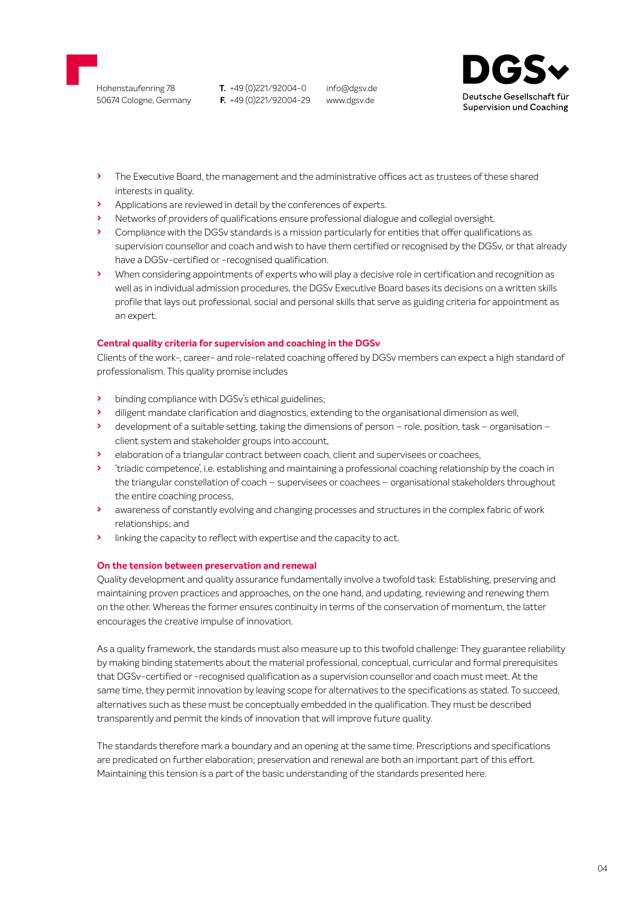- The Executive Board, the management and the administrative offices act as trustees of these shared interests in quality.
- Applications are reviewed in detail by the conferences of experts.
- Networks of providers of qualifications ensure professional dialogue and collegial oversight.
- Compliance with the DGSv standards is a mission particularly for entities that offer qualifications as supervision counsellor and coach and wish to have them certified or recognised by the DGSv, or that already have a DGSv-certified or -recognised qualification.
- When considering appointments of experts who will play a decisive role in certification and recognition as well as in individual admission procedures, the DGSv Executive Board bases its decisions on a written skills profile that lays out professional, social and personal skills that serve as guiding criteria for appointment as an expert.

### Central quality criteria for supervision and coaching in the DGSv

Clients of the work-, career- and role-related coaching offered by DGSv members can expect a high standard of professionalism. This quality promise includes

- binding compliance with DGSv's ethical guidelines;
- diligent mandate clarification and diagnostics, extending to the organisational dimension as well,
- development of a suitable setting, taking the dimensions of person – role, position, task – organisation – client system and stakeholder groups into account,
- elaboration of a triangular contract between coach, client and supervisees or coachees,
- 'triadic competence', i.e. establishing and maintaining a professional coaching relationship by the coach in the triangular constellation of coach – supervisees or coachees – organisational stakeholders throughout the entire coaching process,
- awareness of constantly evolving and changing processes and structures in the complex fabric of work relationships; and
- linking the capacity to reflect with expertise and the capacity to act.

### On the tension between preservation and renewal

Quality development and quality assurance fundamentally involve a twofold task: Establishing, preserving and maintaining proven practices and approaches, on the one hand, and updating, reviewing and renewing them on the other. Whereas the former ensures continuity in terms of the conservation of momentum, the latter encourages the creative impulse of innovation.

As a quality framework, the standards must also measure up to this twofold challenge: They guarantee reliability by making binding statements about the material professional, conceptual, curricular and formal prerequisites that DGSv-certified or -recognised qualification as a supervision counsellor and coach must meet. At the same time, they permit innovation by leaving scope for alternatives to the specifications as stated. To succeed, alternatives such as these must be conceptually embedded in the qualification. They must be described transparently and permit the kinds of innovation that will improve future quality.

The standards therefore mark a boundary and an opening at the same time. Prescriptions and specifications are predicated on further elaboration; preservation and renewal are both an important part of this effort. Maintaining this tension is a part of the basic understanding of the standards presented here.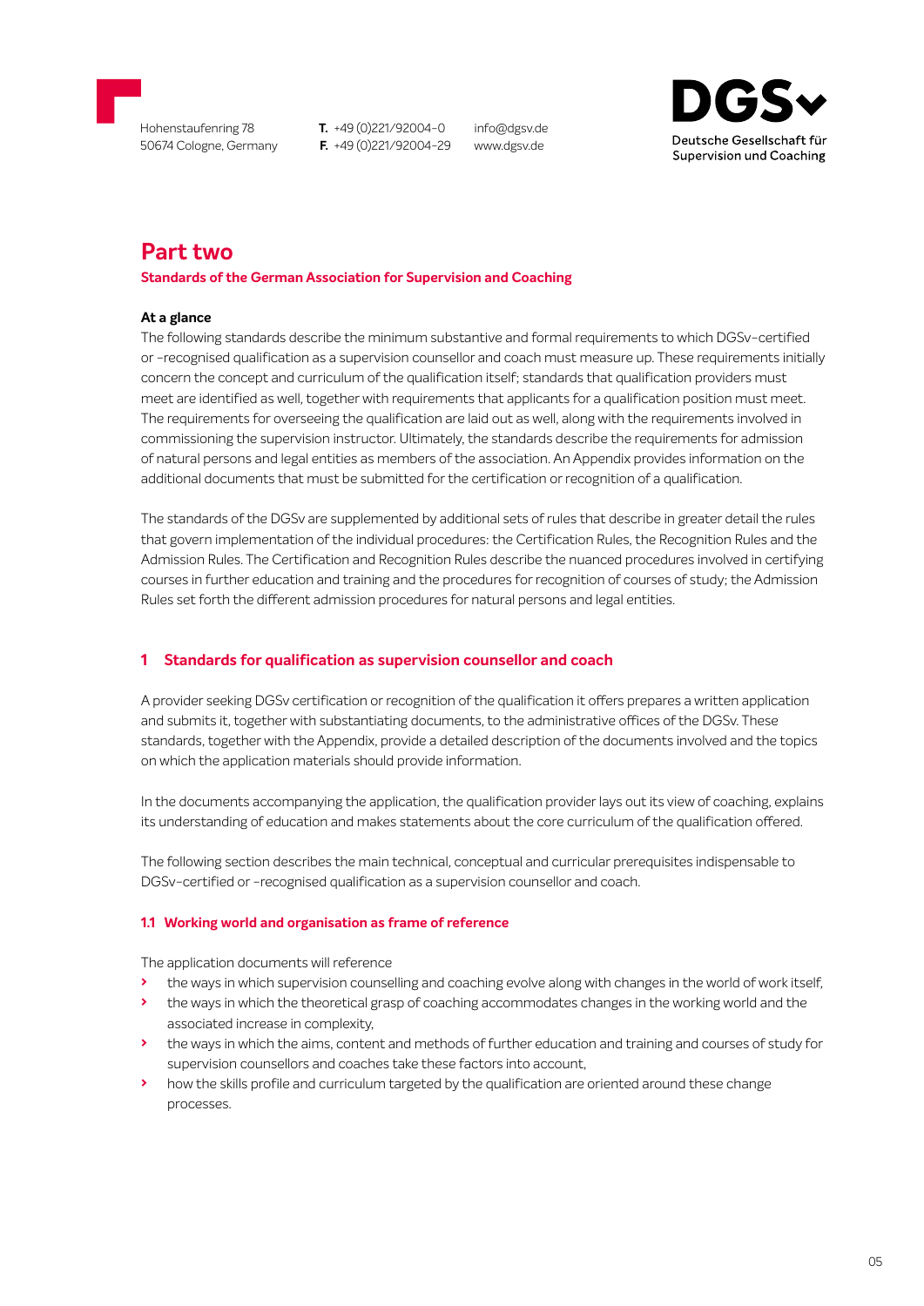# Part two

**Standards of the German Association for Supervision and Coaching**

**At a glance**

The following standards describe the minimum substantive and formal requirements to which DGSv-certified or -recognised qualification as a supervision counsellor and coach must measure up. These requirements initially concern the concept and curriculum of the qualification itself; standards that qualification providers must meet are identified as well, together with requirements that applicants for a qualification position must meet. The requirements for overseeing the qualification are laid out as well, along with the requirements involved in commissioning the supervision instructor. Ultimately, the standards describe the requirements for admission of natural persons and legal entities as members of the association. An Appendix provides information on the additional documents that must be submitted for the certification or recognition of a qualification.

The standards of the DGSv are supplemented by additional sets of rules that describe in greater detail the rules that govern implementation of the individual procedures: the Certification Rules, the Recognition Rules and the Admission Rules. The Certification and Recognition Rules describe the nuanced procedures involved in certifying courses in further education and training and the procedures for recognition of courses of study; the Admission Rules set forth the different admission procedures for natural persons and legal entities.

## 1 Standards for qualification as supervision counsellor and coach

A provider seeking DGSv certification or recognition of the qualification it offers prepares a written application and submits it, together with substantiating documents, to the administrative offices of the DGSv. These standards, together with the Appendix, provide a detailed description of the documents involved and the topics on which the application materials should provide information.

In the documents accompanying the application, the qualification provider lays out its view of coaching, explains its understanding of education and makes statements about the core curriculum of the qualification offered.

The following section describes the main technical, conceptual and curricular prerequisites indispensable to DGSv-certified or -recognised qualification as a supervision counsellor and coach.

### 1.1 Working world and organisation as frame of reference

The application documents will reference

- the ways in which supervision counselling and coaching evolve along with changes in the world of work itself,
- the ways in which the theoretical grasp of coaching accommodates changes in the working world and the associated increase in complexity,
- the ways in which the aims, content and methods of further education and training and courses of study for supervision counsellors and coaches take these factors into account,
- how the skills profile and curriculum targeted by the qualification are oriented around these change processes.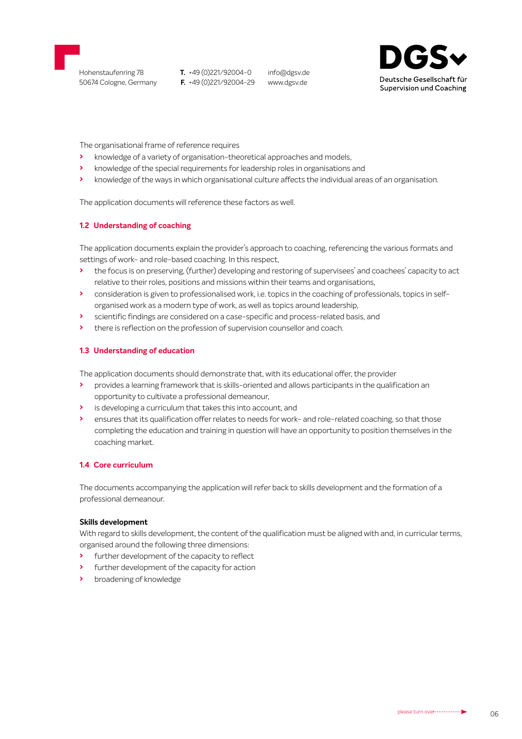The organisational frame of reference requires

- knowledge of a variety of organisation-theoretical approaches and models,
- knowledge of the special requirements for leadership roles in organisations and
- knowledge of the ways in which organisational culture affects the individual areas of an organisation.

The application documents will reference these factors as well.

### 1.2 Understanding of coaching

The application documents explain the provider's approach to coaching, referencing the various formats and settings of work- and role-based coaching. In this respect,

- the focus is on preserving, (further) developing and restoring of supervisees' and coachees' capacity to act relative to their roles, positions and missions within their teams and organisations,
- consideration is given to professionalised work, i.e. topics in the coaching of professionals, topics in self-organised work as a modern type of work, as well as topics around leadership,
- scientific findings are considered on a case-specific and process-related basis, and
- there is reflection on the profession of supervision counsellor and coach.

### 1.3 Understanding of education

The application documents should demonstrate that, with its educational offer, the provider

- provides a learning framework that is skills-oriented and allows participants in the qualification an opportunity to cultivate a professional demeanour,
- is developing a curriculum that takes this into account, and
- ensures that its qualification offer relates to needs for work- and role-related coaching, so that those completing the education and training in question will have an opportunity to position themselves in the coaching market.

### 1.4 Core curriculum

The documents accompanying the application will refer back to skills development and the formation of a professional demeanour.

**Skills development**

With regard to skills development, the content of the qualification must be aligned with and, in curricular terms, organised around the following three dimensions:

- further development of the capacity to reflect
- further development of the capacity for action
- broadening of knowledge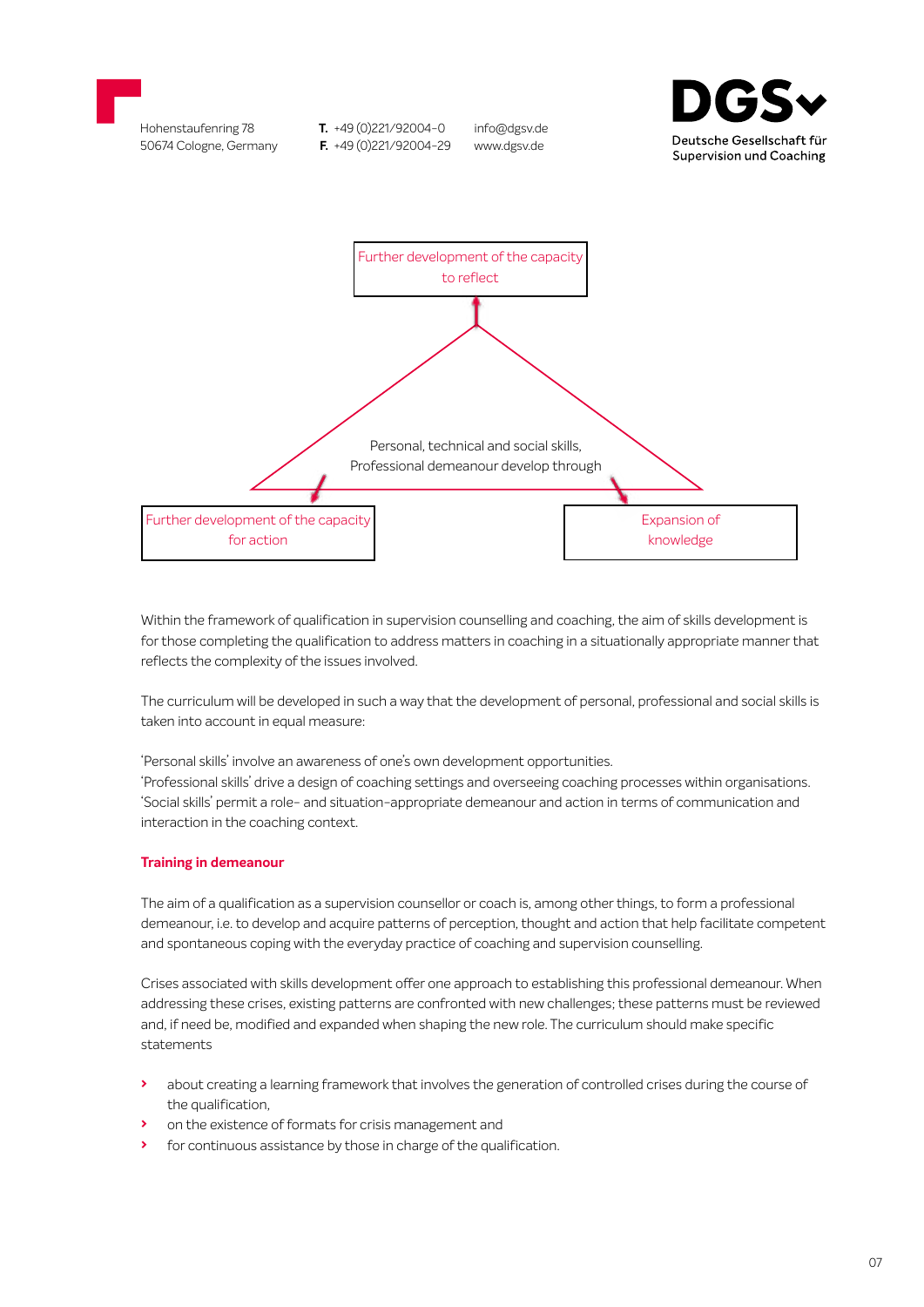Further development of the capacity to reflect

Personal, technical and social skills, Professional demeanour develop through

Further development of the capacity for action

Expansion of knowledge

Within the framework of qualification in supervision counselling and coaching, the aim of skills development is for those completing the qualification to address matters in coaching in a situationally appropriate manner that reflects the complexity of the issues involved.

The curriculum will be developed in such a way that the development of personal, professional and social skills is taken into account in equal measure:

'Personal skills' involve an awareness of one's own development opportunities.
'Professional skills' drive a design of coaching settings and overseeing coaching processes within organisations.
'Social skills' permit a role- and situation-appropriate demeanour and action in terms of communication and interaction in the coaching context.

### Training in demeanour

The aim of a qualification as a supervision counsellor or coach is, among other things, to form a professional demeanour, i.e. to develop and acquire patterns of perception, thought and action that help facilitate competent and spontaneous coping with the everyday practice of coaching and supervision counselling.

Crises associated with skills development offer one approach to establishing this professional demeanour. When addressing these crises, existing patterns are confronted with new challenges; these patterns must be reviewed and, if need be, modified and expanded when shaping the new role. The curriculum should make specific statements

- about creating a learning framework that involves the generation of controlled crises during the course of the qualification,
- on the existence of formats for crisis management and
- for continuous assistance by those in charge of the qualification.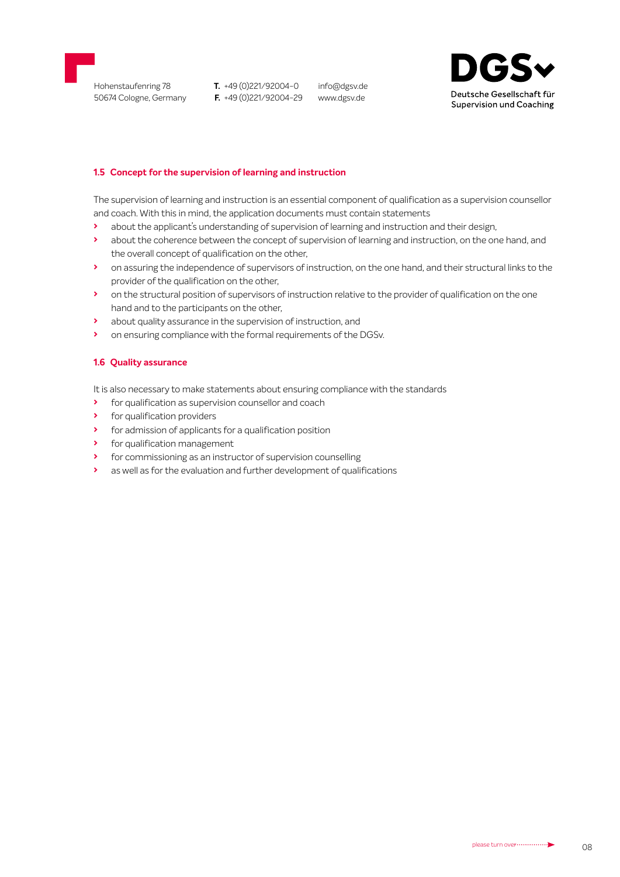### 1.5 Concept for the supervision of learning and instruction

The supervision of learning and instruction is an essential component of qualification as a supervision counsellor and coach. With this in mind, the application documents must contain statements

- about the applicant's understanding of supervision of learning and instruction and their design,
- about the coherence between the concept of supervision of learning and instruction, on the one hand, and the overall concept of qualification on the other,
- on assuring the independence of supervisors of instruction, on the one hand, and their structural links to the provider of the qualification on the other,
- on the structural position of supervisors of instruction relative to the provider of qualification on the one hand and to the participants on the other,
- about quality assurance in the supervision of instruction, and
- on ensuring compliance with the formal requirements of the DGSv.

### 1.6 Quality assurance

It is also necessary to make statements about ensuring compliance with the standards

- for qualification as supervision counsellor and coach
- for qualification providers
- for admission of applicants for a qualification position
- for qualification management
- for commissioning as an instructor of supervision counselling
- as well as for the evaluation and further development of qualifications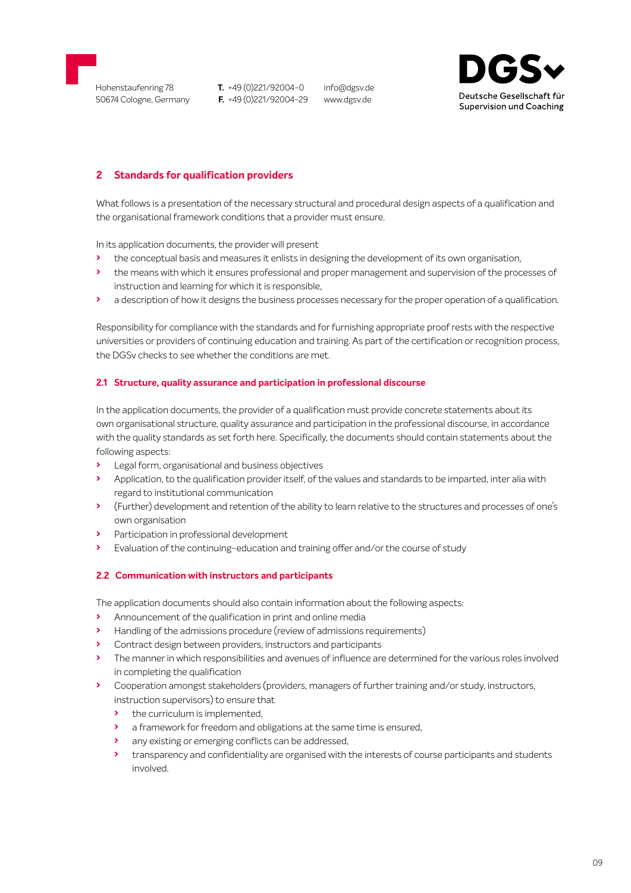## 2 Standards for qualification providers

What follows is a presentation of the necessary structural and procedural design aspects of a qualification and the organisational framework conditions that a provider must ensure.

In its application documents, the provider will present

- the conceptual basis and measures it enlists in designing the development of its own organisation,
- the means with which it ensures professional and proper management and supervision of the processes of instruction and learning for which it is responsible,
- a description of how it designs the business processes necessary for the proper operation of a qualification.

Responsibility for compliance with the standards and for furnishing appropriate proof rests with the respective universities or providers of continuing education and training. As part of the certification or recognition process, the DGSv checks to see whether the conditions are met.

### 2.1 Structure, quality assurance and participation in professional discourse

In the application documents, the provider of a qualification must provide concrete statements about its own organisational structure, quality assurance and participation in the professional discourse, in accordance with the quality standards as set forth here. Specifically, the documents should contain statements about the following aspects:

- Legal form, organisational and business objectives
- Application, to the qualification provider itself, of the values and standards to be imparted, inter alia with regard to institutional communication
- (Further) development and retention of the ability to learn relative to the structures and processes of one's own organisation
- Participation in professional development
- Evaluation of the continuing-education and training offer and/or the course of study

### 2.2 Communication with instructors and participants

The application documents should also contain information about the following aspects:

- Announcement of the qualification in print and online media
- Handling of the admissions procedure (review of admissions requirements)
- Contract design between providers, instructors and participants
- The manner in which responsibilities and avenues of influence are determined for the various roles involved in completing the qualification
- Cooperation amongst stakeholders (providers, managers of further training and/or study, instructors, instruction supervisors) to ensure that
  - the curriculum is implemented,
  - a framework for freedom and obligations at the same time is ensured,
  - any existing or emerging conflicts can be addressed,
  - transparency and confidentiality are organised with the interests of course participants and students involved.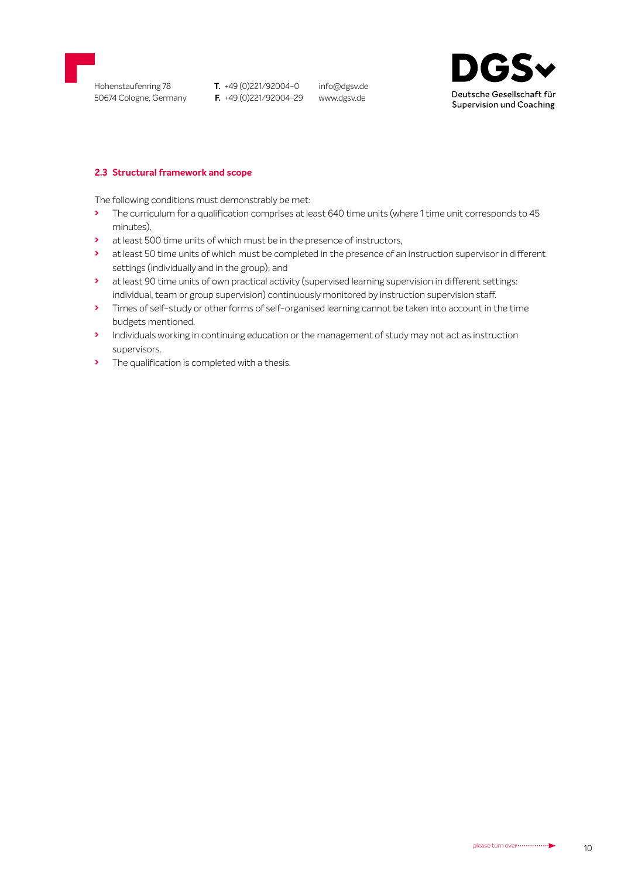### 2.3 Structural framework and scope

The following conditions must demonstrably be met:

- The curriculum for a qualification comprises at least 640 time units (where 1 time unit corresponds to 45 minutes),
- at least 500 time units of which must be in the presence of instructors,
- at least 50 time units of which must be completed in the presence of an instruction supervisor in different settings (individually and in the group); and
- at least 90 time units of own practical activity (supervised learning supervision in different settings: individual, team or group supervision) continuously monitored by instruction supervision staff.
- Times of self-study or other forms of self-organised learning cannot be taken into account in the time budgets mentioned.
- Individuals working in continuing education or the management of study may not act as instruction supervisors.
- The qualification is completed with a thesis.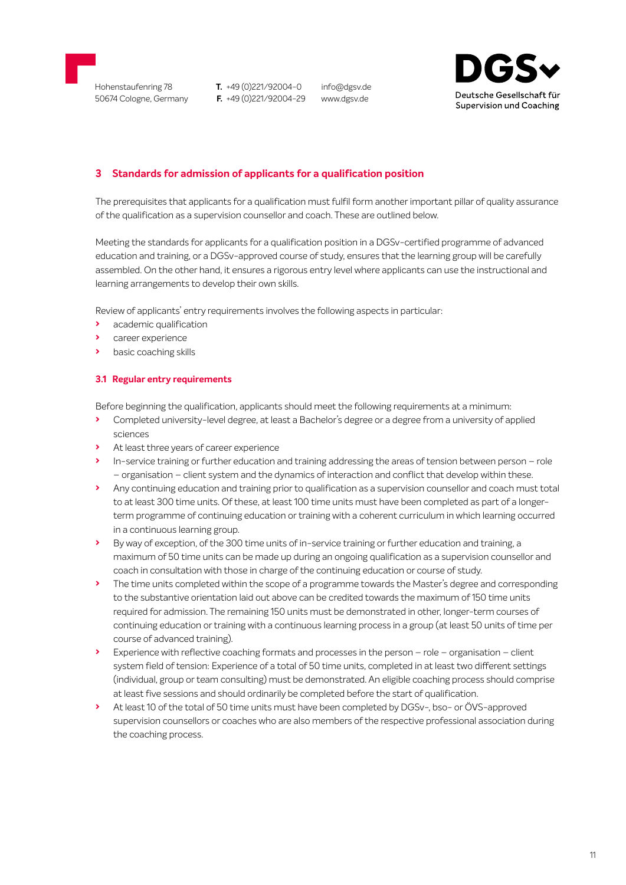## 3 Standards for admission of applicants for a qualification position

The prerequisites that applicants for a qualification must fulfil form another important pillar of quality assurance of the qualification as a supervision counsellor and coach. These are outlined below.

Meeting the standards for applicants for a qualification position in a DGSv-certified programme of advanced education and training, or a DGSv-approved course of study, ensures that the learning group will be carefully assembled. On the other hand, it ensures a rigorous entry level where applicants can use the instructional and learning arrangements to develop their own skills.

Review of applicants' entry requirements involves the following aspects in particular:

- academic qualification
- career experience
- basic coaching skills

### 3.1 Regular entry requirements

Before beginning the qualification, applicants should meet the following requirements at a minimum:

- Completed university-level degree, at least a Bachelor's degree or a degree from a university of applied sciences
- At least three years of career experience
- In-service training or further education and training addressing the areas of tension between person – role – organisation – client system and the dynamics of interaction and conflict that develop within these.
- Any continuing education and training prior to qualification as a supervision counsellor and coach must total to at least 300 time units. Of these, at least 100 time units must have been completed as part of a longer-term programme of continuing education or training with a coherent curriculum in which learning occurred in a continuous learning group.
- By way of exception, of the 300 time units of in-service training or further education and training, a maximum of 50 time units can be made up during an ongoing qualification as a supervision counsellor and coach in consultation with those in charge of the continuing education or course of study.
- The time units completed within the scope of a programme towards the Master's degree and corresponding to the substantive orientation laid out above can be credited towards the maximum of 150 time units required for admission. The remaining 150 units must be demonstrated in other, longer-term courses of continuing education or training with a continuous learning process in a group (at least 50 units of time per course of advanced training).
- Experience with reflective coaching formats and processes in the person – role – organisation – client system field of tension: Experience of a total of 50 time units, completed in at least two different settings (individual, group or team consulting) must be demonstrated. An eligible coaching process should comprise at least five sessions and should ordinarily be completed before the start of qualification.
- At least 10 of the total of 50 time units must have been completed by DGSv-, bso- or ÖVS-approved supervision counsellors or coaches who are also members of the respective professional association during the coaching process.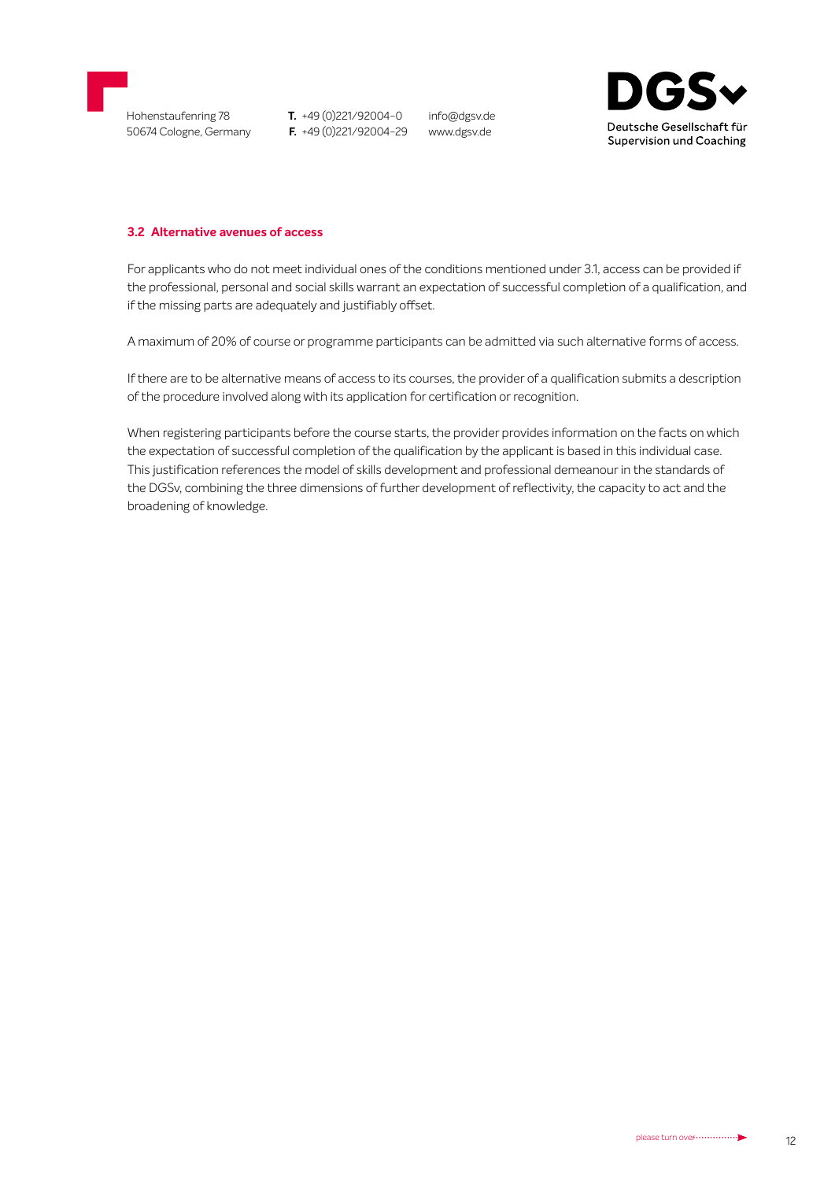### 3.2 Alternative avenues of access

For applicants who do not meet individual ones of the conditions mentioned under 3.1, access can be provided if the professional, personal and social skills warrant an expectation of successful completion of a qualification, and if the missing parts are adequately and justifiably offset.

A maximum of 20% of course or programme participants can be admitted via such alternative forms of access.

If there are to be alternative means of access to its courses, the provider of a qualification submits a description of the procedure involved along with its application for certification or recognition.

When registering participants before the course starts, the provider provides information on the facts on which the expectation of successful completion of the qualification by the applicant is based in this individual case. This justification references the model of skills development and professional demeanour in the standards of the DGSv, combining the three dimensions of further development of reflectivity, the capacity to act and the broadening of knowledge.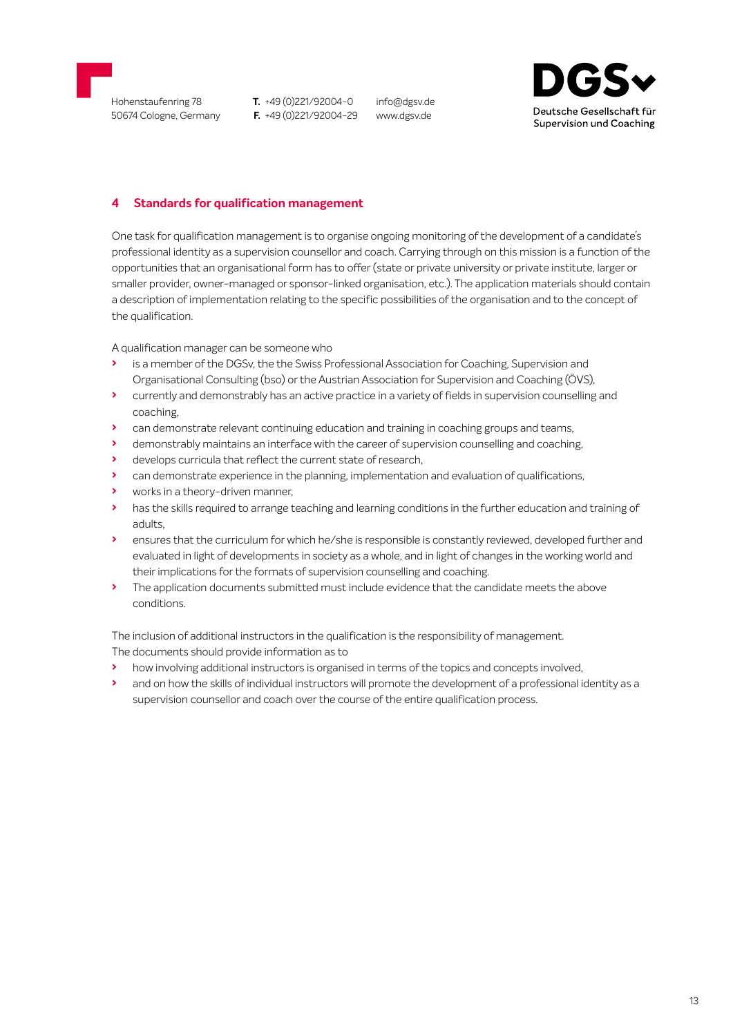## 4 Standards for qualification management

One task for qualification management is to organise ongoing monitoring of the development of a candidate's professional identity as a supervision counsellor and coach. Carrying through on this mission is a function of the opportunities that an organisational form has to offer (state or private university or private institute, larger or smaller provider, owner-managed or sponsor-linked organisation, etc.). The application materials should contain a description of implementation relating to the specific possibilities of the organisation and to the concept of the qualification.

A qualification manager can be someone who

- is a member of the DGSv, the the Swiss Professional Association for Coaching, Supervision and Organisational Consulting (bso) or the Austrian Association for Supervision and Coaching (ÖVS),
- currently and demonstrably has an active practice in a variety of fields in supervision counselling and coaching,
- can demonstrate relevant continuing education and training in coaching groups and teams,
- demonstrably maintains an interface with the career of supervision counselling and coaching,
- develops curricula that reflect the current state of research,
- can demonstrate experience in the planning, implementation and evaluation of qualifications,
- works in a theory-driven manner,
- has the skills required to arrange teaching and learning conditions in the further education and training of adults,
- ensures that the curriculum for which he/she is responsible is constantly reviewed, developed further and evaluated in light of developments in society as a whole, and in light of changes in the working world and their implications for the formats of supervision counselling and coaching.
- The application documents submitted must include evidence that the candidate meets the above conditions.

The inclusion of additional instructors in the qualification is the responsibility of management.
The documents should provide information as to

- how involving additional instructors is organised in terms of the topics and concepts involved,
- and on how the skills of individual instructors will promote the development of a professional identity as a supervision counsellor and coach over the course of the entire qualification process.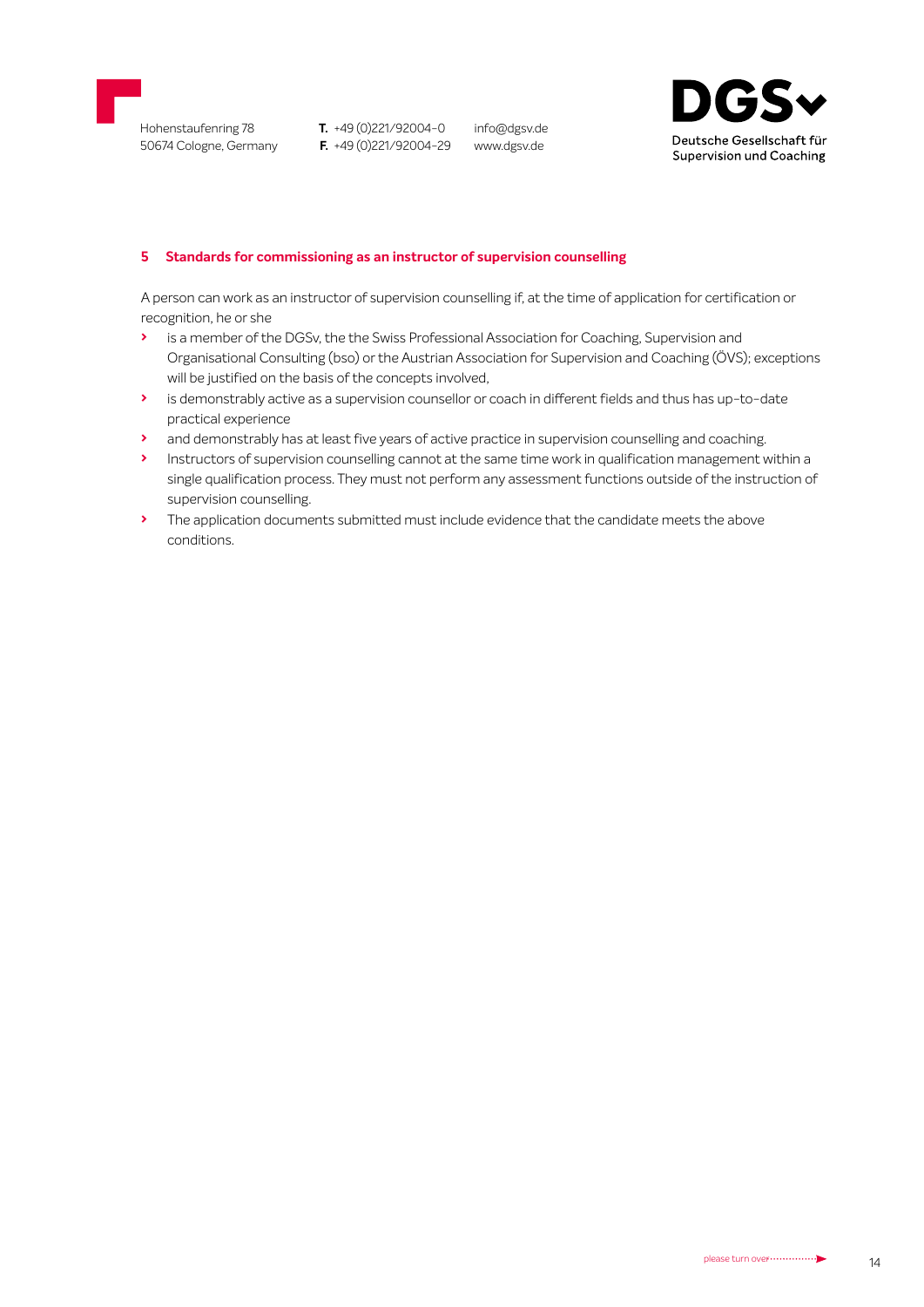## 5 Standards for commissioning as an instructor of supervision counselling

A person can work as an instructor of supervision counselling if, at the time of application for certification or recognition, he or she

- is a member of the DGSv, the the Swiss Professional Association for Coaching, Supervision and Organisational Consulting (bso) or the Austrian Association for Supervision and Coaching (ÖVS); exceptions will be justified on the basis of the concepts involved,
- is demonstrably active as a supervision counsellor or coach in different fields and thus has up-to-date practical experience
- and demonstrably has at least five years of active practice in supervision counselling and coaching.
- Instructors of supervision counselling cannot at the same time work in qualification management within a single qualification process. They must not perform any assessment functions outside of the instruction of supervision counselling.
- The application documents submitted must include evidence that the candidate meets the above conditions.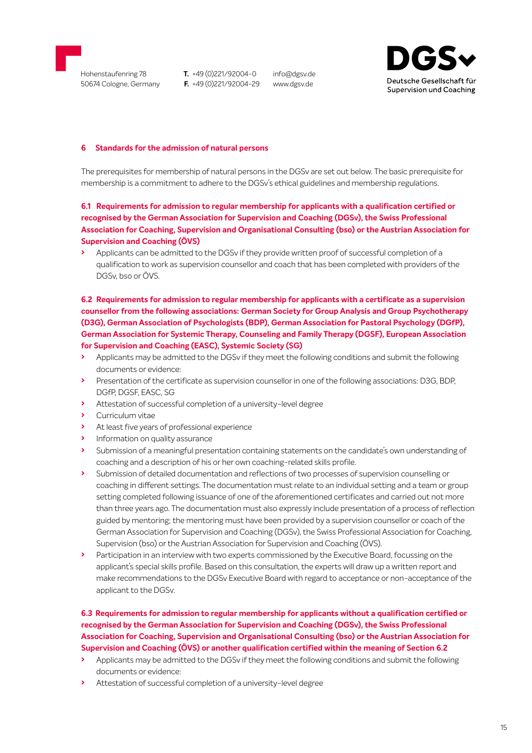## 6 Standards for the admission of natural persons

The prerequisites for membership of natural persons in the DGSv are set out below. The basic prerequisite for membership is a commitment to adhere to the DGSv's ethical guidelines and membership regulations.

### 6.1 Requirements for admission to regular membership for applicants with a qualification certified or recognised by the German Association for Supervision and Coaching (DGSv), the Swiss Professional Association for Coaching, Supervision and Organisational Consulting (bso) or the Austrian Association for Supervision and Coaching (ÖVS)

- Applicants can be admitted to the DGSv if they provide written proof of successful completion of a qualification to work as supervision counsellor and coach that has been completed with providers of the DGSv, bso or ÖVS.

### 6.2 Requirements for admission to regular membership for applicants with a certificate as a supervision counsellor from the following associations: German Society for Group Analysis and Group Psychotherapy (D3G), German Association of Psychologists (BDP), German Association for Pastoral Psychology (DGfP), German Association for Systemic Therapy, Counseling and Family Therapy (DGSF), European Association for Supervision and Coaching (EASC), Systemic Society (SG)

- Applicants may be admitted to the DGSv if they meet the following conditions and submit the following documents or evidence:
- Presentation of the certificate as supervision counsellor in one of the following associations: D3G, BDP, DGfP, DGSF, EASC, SG
- Attestation of successful completion of a university-level degree
- Curriculum vitae
- At least five years of professional experience
- Information on quality assurance
- Submission of a meaningful presentation containing statements on the candidate's own understanding of coaching and a description of his or her own coaching-related skills profile.
- Submission of detailed documentation and reflections of two processes of supervision counselling or coaching in different settings. The documentation must relate to an individual setting and a team or group setting completed following issuance of one of the aforementioned certificates and carried out not more than three years ago. The documentation must also expressly include presentation of a process of reflection guided by mentoring; the mentoring must have been provided by a supervision counsellor or coach of the German Association for Supervision and Coaching (DGSv), the Swiss Professional Association for Coaching, Supervision (bso) or the Austrian Association for Supervision and Coaching (ÖVS).
- Participation in an interview with two experts commissioned by the Executive Board, focussing on the applicant's special skills profile. Based on this consultation, the experts will draw up a written report and make recommendations to the DGSv Executive Board with regard to acceptance or non-acceptance of the applicant to the DGSv.

### 6.3 Requirements for admission to regular membership for applicants without a qualification certified or recognised by the German Association for Supervision and Coaching (DGSv), the Swiss Professional Association for Coaching, Supervision and Organisational Consulting (bso) or the Austrian Association for Supervision and Coaching (ÖVS) or another qualification certified within the meaning of Section 6.2

- Applicants may be admitted to the DGSv if they meet the following conditions and submit the following documents or evidence:
- Attestation of successful completion of a university-level degree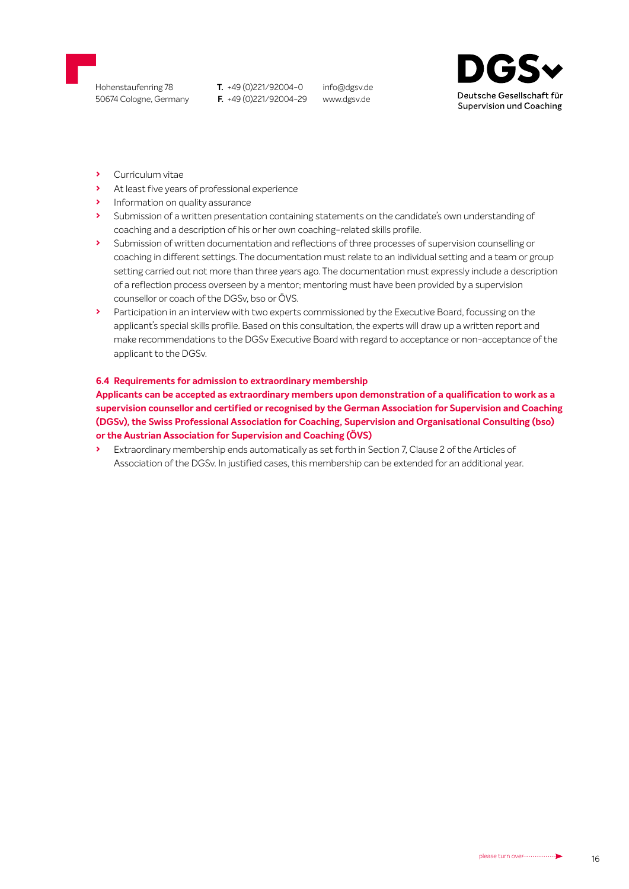- Curriculum vitae
- At least five years of professional experience
- Information on quality assurance
- Submission of a written presentation containing statements on the candidate's own understanding of coaching and a description of his or her own coaching-related skills profile.
- Submission of written documentation and reflections of three processes of supervision counselling or coaching in different settings. The documentation must relate to an individual setting and a team or group setting carried out not more than three years ago. The documentation must expressly include a description of a reflection process overseen by a mentor; mentoring must have been provided by a supervision counsellor or coach of the DGSv, bso or ÖVS.
- Participation in an interview with two experts commissioned by the Executive Board, focussing on the applicant's special skills profile. Based on this consultation, the experts will draw up a written report and make recommendations to the DGSv Executive Board with regard to acceptance or non-acceptance of the applicant to the DGSv.

### 6.4 Requirements for admission to extraordinary membership

**Applicants can be accepted as extraordinary members upon demonstration of a qualification to work as a supervision counsellor and certified or recognised by the German Association for Supervision and Coaching (DGSv), the Swiss Professional Association for Coaching, Supervision and Organisational Consulting (bso) or the Austrian Association for Supervision and Coaching (ÖVS)**

- Extraordinary membership ends automatically as set forth in Section 7, Clause 2 of the Articles of Association of the DGSv. In justified cases, this membership can be extended for an additional year.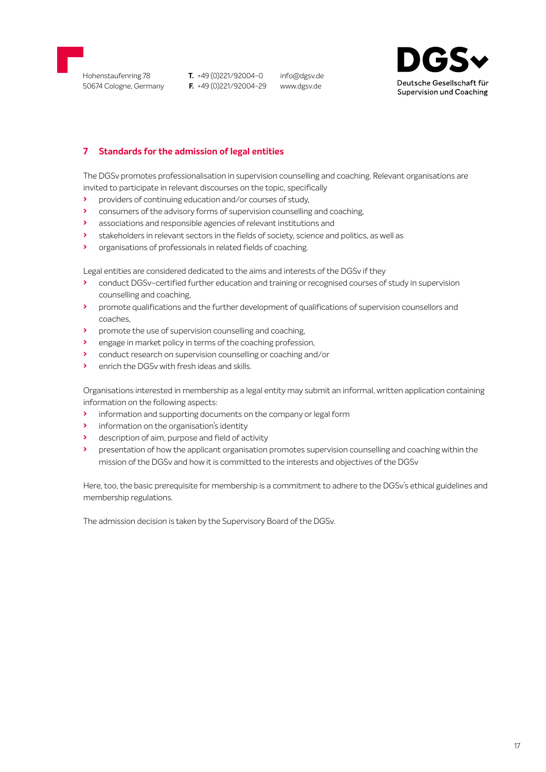## 7 Standards for the admission of legal entities

The DGSv promotes professionalisation in supervision counselling and coaching. Relevant organisations are invited to participate in relevant discourses on the topic, specifically

- providers of continuing education and/or courses of study,
- consumers of the advisory forms of supervision counselling and coaching,
- associations and responsible agencies of relevant institutions and
- stakeholders in relevant sectors in the fields of society, science and politics, as well as
- organisations of professionals in related fields of coaching.

Legal entities are considered dedicated to the aims and interests of the DGSv if they

- conduct DGSv-certified further education and training or recognised courses of study in supervision counselling and coaching,
- promote qualifications and the further development of qualifications of supervision counsellors and coaches,
- promote the use of supervision counselling and coaching,
- engage in market policy in terms of the coaching profession,
- conduct research on supervision counselling or coaching and/or
- enrich the DGSv with fresh ideas and skills.

Organisations interested in membership as a legal entity may submit an informal, written application containing information on the following aspects:

- information and supporting documents on the company or legal form
- information on the organisation's identity
- description of aim, purpose and field of activity
- presentation of how the applicant organisation promotes supervision counselling and coaching within the mission of the DGSv and how it is committed to the interests and objectives of the DGSv

Here, too, the basic prerequisite for membership is a commitment to adhere to the DGSv's ethical guidelines and membership regulations.

The admission decision is taken by the Supervisory Board of the DGSv.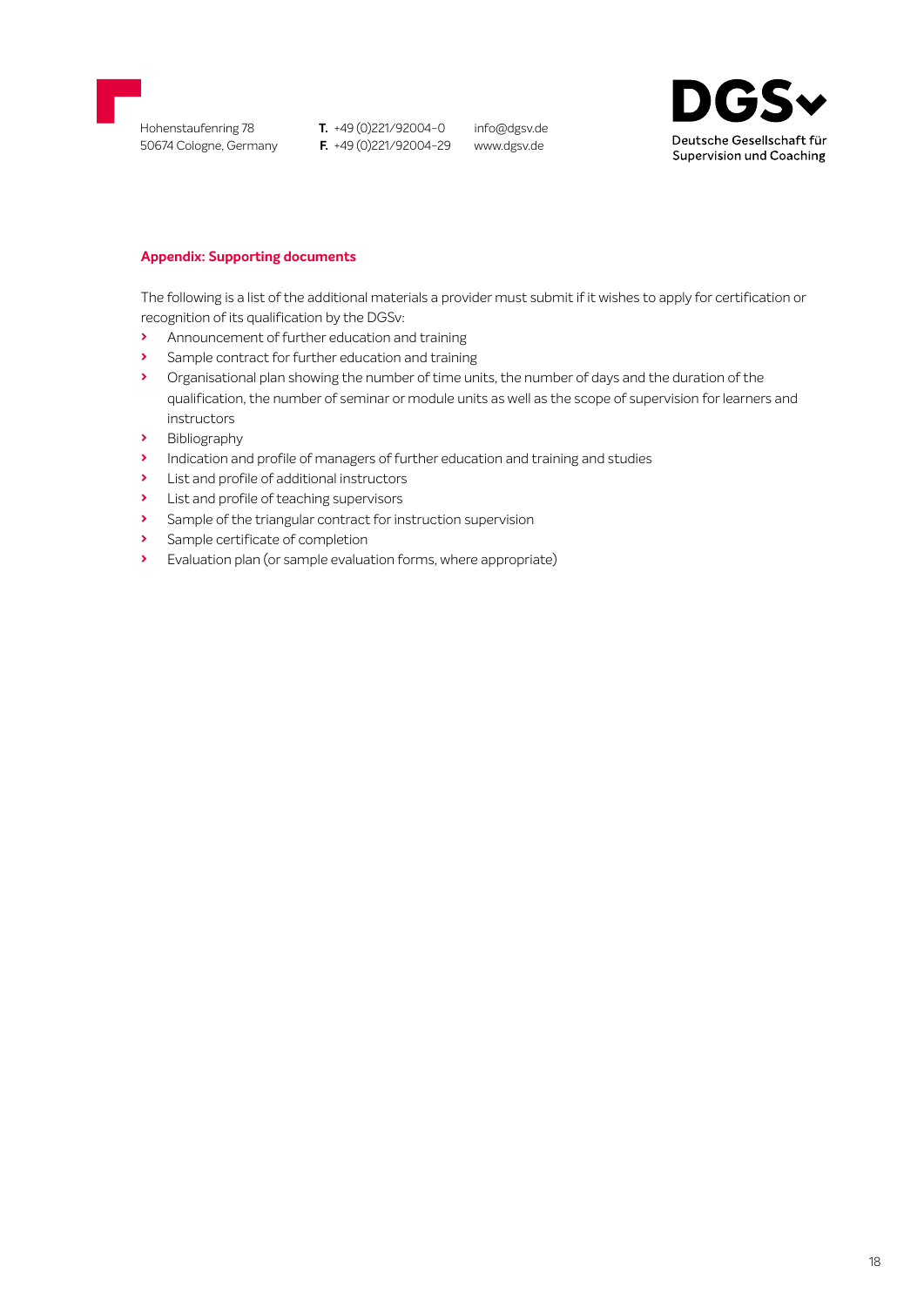## Appendix: Supporting documents

The following is a list of the additional materials a provider must submit if it wishes to apply for certification or recognition of its qualification by the DGSv:

- Announcement of further education and training
- Sample contract for further education and training
- Organisational plan showing the number of time units, the number of days and the duration of the qualification, the number of seminar or module units as well as the scope of supervision for learners and instructors
- Bibliography
- Indication and profile of managers of further education and training and studies
- List and profile of additional instructors
- List and profile of teaching supervisors
- Sample of the triangular contract for instruction supervision
- Sample certificate of completion
- Evaluation plan (or sample evaluation forms, where appropriate)